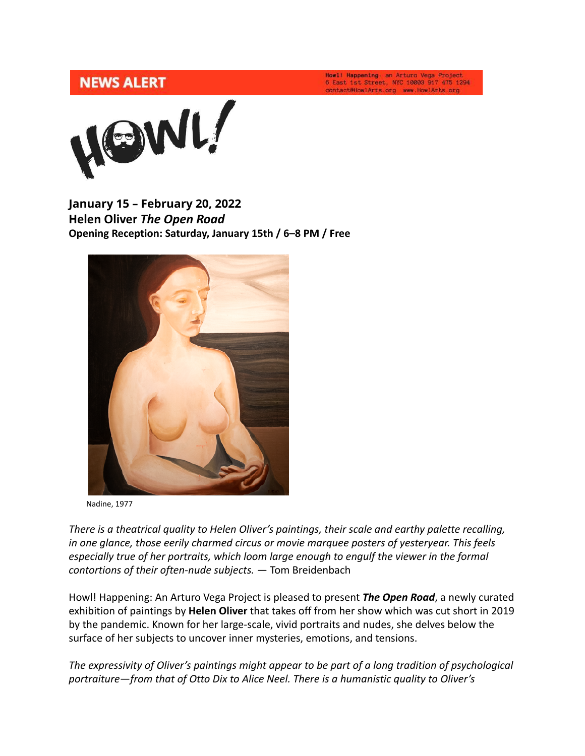NEWS ALERT

**Howl! Happening**: an Arturo Vega Project
6 East 1st Street, NYC 10003 917 475 1294
contact@HowlArts.org www.HowlArts.org

HOWL!

**January 15 – February 20, 2022**
**Helen Oliver *The Open Road***
**Opening Reception: Saturday, January 15th / 6–8 PM / Free**

Nadine, 1977

*There is a theatrical quality to Helen Oliver's paintings, their scale and earthy palette recalling, in one glance, those eerily charmed circus or movie marquee posters of yesteryear. This feels especially true of her portraits, which loom large enough to engulf the viewer in the formal contortions of their often-nude subjects.* — Tom Breidenbach

Howl! Happening: An Arturo Vega Project is pleased to present ***The Open Road***, a newly curated exhibition of paintings by **Helen Oliver** that takes off from her show which was cut short in 2019 by the pandemic. Known for her large-scale, vivid portraits and nudes, she delves below the surface of her subjects to uncover inner mysteries, emotions, and tensions.

*The expressivity of Oliver's paintings might appear to be part of a long tradition of psychological portraiture—from that of Otto Dix to Alice Neel. There is a humanistic quality to Oliver's*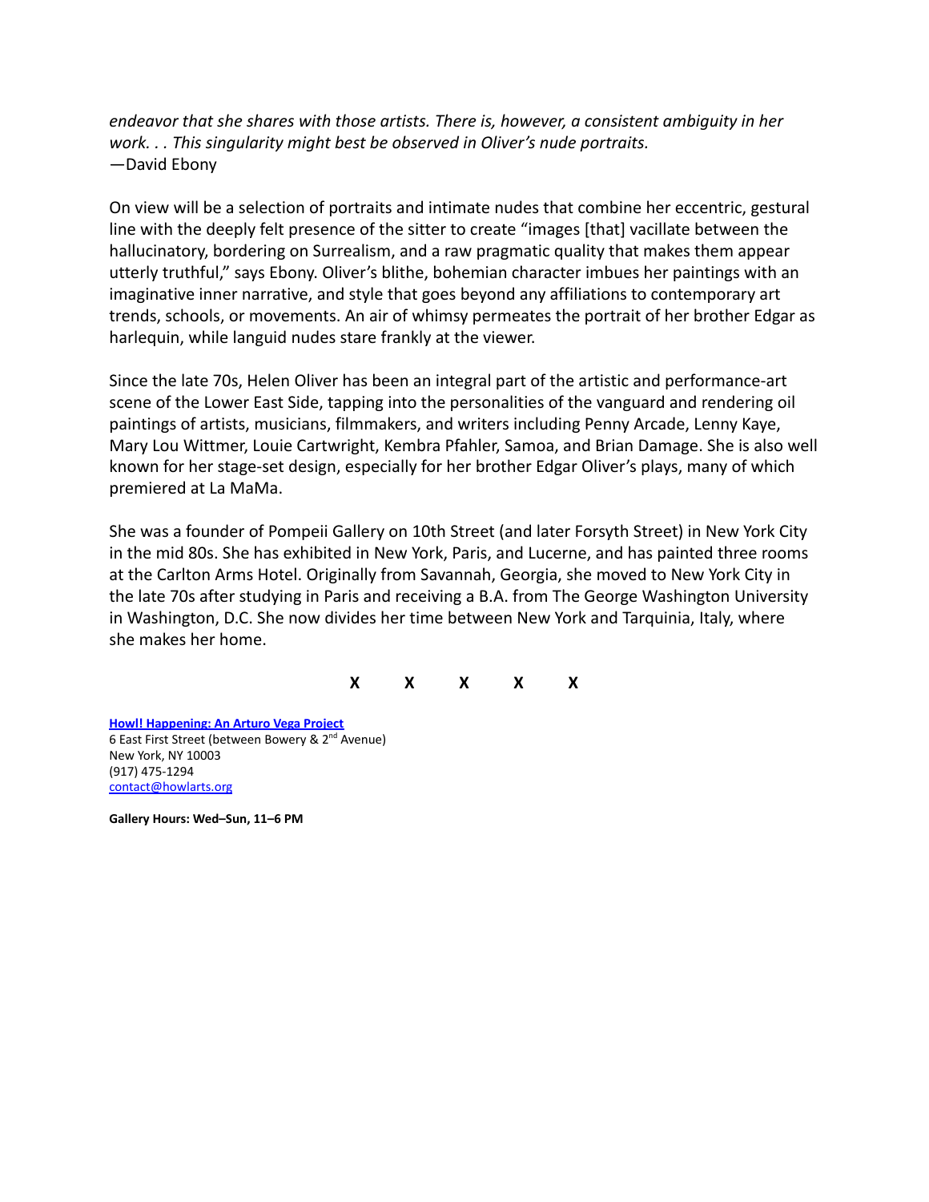*endeavor that she shares with those artists. There is, however, a consistent ambiguity in her work. . . This singularity might best be observed in Oliver's nude portraits.*
—David Ebony

On view will be a selection of portraits and intimate nudes that combine her eccentric, gestural line with the deeply felt presence of the sitter to create "images [that] vacillate between the hallucinatory, bordering on Surrealism, and a raw pragmatic quality that makes them appear utterly truthful," says Ebony. Oliver's blithe, bohemian character imbues her paintings with an imaginative inner narrative, and style that goes beyond any affiliations to contemporary art trends, schools, or movements. An air of whimsy permeates the portrait of her brother Edgar as harlequin, while languid nudes stare frankly at the viewer.

Since the late 70s, Helen Oliver has been an integral part of the artistic and performance-art scene of the Lower East Side, tapping into the personalities of the vanguard and rendering oil paintings of artists, musicians, filmmakers, and writers including Penny Arcade, Lenny Kaye, Mary Lou Wittmer, Louie Cartwright, Kembra Pfahler, Samoa, and Brian Damage. She is also well known for her stage-set design, especially for her brother Edgar Oliver's plays, many of which premiered at La MaMa.

She was a founder of Pompeii Gallery on 10th Street (and later Forsyth Street) in New York City in the mid 80s. She has exhibited in New York, Paris, and Lucerne, and has painted three rooms at the Carlton Arms Hotel. Originally from Savannah, Georgia, she moved to New York City in the late 70s after studying in Paris and receiving a B.A. from The George Washington University in Washington, D.C. She now divides her time between New York and Tarquinia, Italy, where she makes her home.

**X X X X X**

**Howl! Happening: An Arturo Vega Project**
6 East First Street (between Bowery & 2nd Avenue)
New York, NY 10003
(917) 475-1294
contact@howlarts.org

**Gallery Hours: Wed–Sun, 11–6 PM**